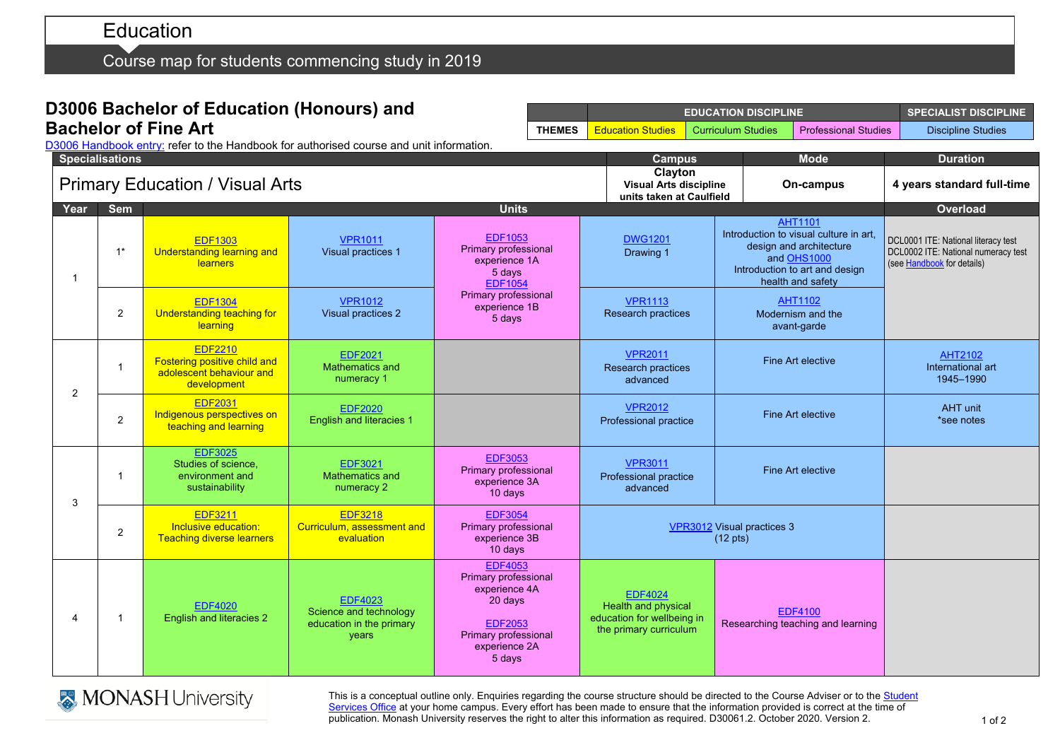# Education

## Course map for students commencing study in 2019

## D3006 Bachelor of Education (Honours) and Bachelor of Fine Art

| | EDUCATION DISCIPLINE | | | SPECIALIST DISCIPLINE |
|---|---|---|---|---|
| THEMES | Education Studies | Curriculum Studies | Professional Studies | Discipline Studies |

D3006 Handbook entry: refer to the Handbook for authorised course and unit information.

| Specialisations | Campus | Mode | Duration |
|---|---|---|---|
| Primary Education / Visual Arts | Clayton<br>Visual Arts discipline units taken at Caulfield | On-campus | 4 years standard full-time |

| Year | Sem | Units | | | | | Overload |
|---|---|---|---|---|---|---|---|
| 1 | 1* | EDF1303<br>Understanding learning and learners | VPR1011<br>Visual practices 1 | EDF1053<br>Primary professional experience 1A<br>5 days<br>EDF1054<br>Primary professional experience 1B<br>5 days | DWG1201<br>Drawing 1 | AHT1101<br>Introduction to visual culture in art, design and architecture<br>and OHS1000<br>Introduction to art and design health and safety | DCL0001 ITE: National literacy test<br>DCL0002 ITE: National numeracy test<br>(see Handbook for details) |
| | 2 | EDF1304<br>Understanding teaching for learning | VPR1012<br>Visual practices 2 | | VPR1113<br>Research practices | AHT1102<br>Modernism and the avant-garde | |
| 2 | 1 | EDF2210<br>Fostering positive child and adolescent behaviour and development | EDF2021<br>Mathematics and numeracy 1 | | VPR2011<br>Research practices advanced | Fine Art elective | AHT2102<br>International art 1945–1990 |
| | 2 | EDF2031<br>Indigenous perspectives on teaching and learning | EDF2020<br>English and literacies 1 | | VPR2012<br>Professional practice | Fine Art elective | AHT unit<br>*see notes |
| 3 | 1 | EDF3025<br>Studies of science, environment and sustainability | EDF3021<br>Mathematics and numeracy 2 | EDF3053<br>Primary professional experience 3A<br>10 days | VPR3011<br>Professional practice advanced | Fine Art elective | |
| | 2 | EDF3211<br>Inclusive education: Teaching diverse learners | EDF3218<br>Curriculum, assessment and evaluation | EDF3054<br>Primary professional experience 3B<br>10 days | VPR3012 Visual practices 3<br>(12 pts) | | |
| 4 | 1 | EDF4020<br>English and literacies 2 | EDF4023<br>Science and technology education in the primary years | EDF4053<br>Primary professional experience 4A<br>20 days<br>EDF2053<br>Primary professional experience 2A<br>5 days | EDF4024<br>Health and physical education for wellbeing in the primary curriculum | EDF4100<br>Researching teaching and learning | |

This is a conceptual outline only. Enquiries regarding the course structure should be directed to the Course Adviser or to the Student Services Office at your home campus. Every effort has been made to ensure that the information provided is correct at the time of publication. Monash University reserves the right to alter this information as required. D30061.2. October 2020. Version 2.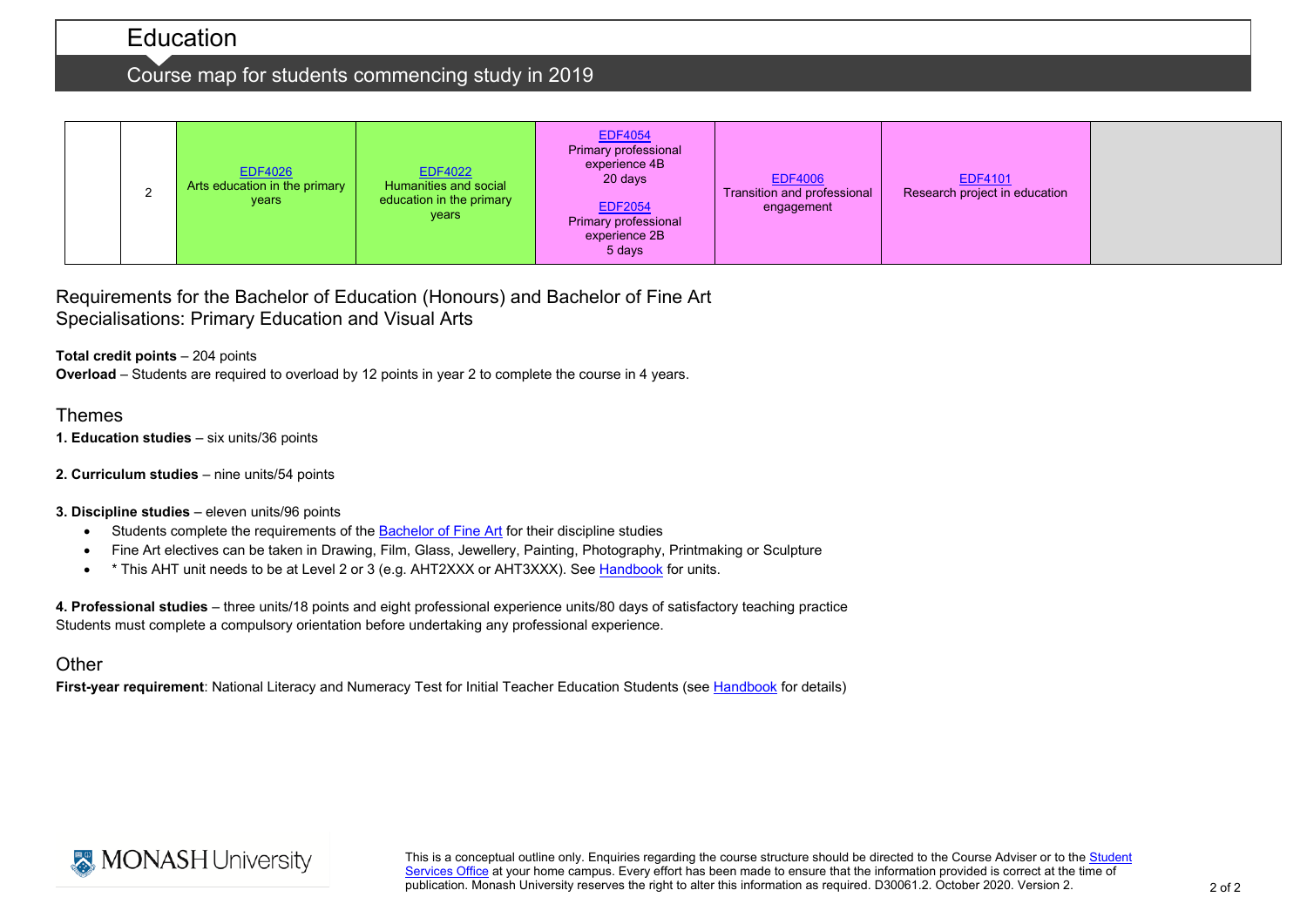# Education

## Course map for students commencing study in 2019

| | | | | | | | |
|---|---|---|---|---|---|---|---|
| | 2 | EDF4026 Arts education in the primary years | EDF4022 Humanities and social education in the primary years | EDF4054 Primary professional experience 4B 20 days<br><br>EDF2054 Primary professional experience 2B 5 days | EDF4006 Transition and professional engagement | EDF4101 Research project in education | |

## Requirements for the Bachelor of Education (Honours) and Bachelor of Fine Art Specialisations: Primary Education and Visual Arts

**Total credit points** – 204 points
**Overload** – Students are required to overload by 12 points in year 2 to complete the course in 4 years.

## Themes

**1. Education studies** – six units/36 points

**2. Curriculum studies** – nine units/54 points

**3. Discipline studies** – eleven units/96 points

- Students complete the requirements of the Bachelor of Fine Art for their discipline studies
- Fine Art electives can be taken in Drawing, Film, Glass, Jewellery, Painting, Photography, Printmaking or Sculpture
- * This AHT unit needs to be at Level 2 or 3 (e.g. AHT2XXX or AHT3XXX). See Handbook for units.

**4. Professional studies** – three units/18 points and eight professional experience units/80 days of satisfactory teaching practice
Students must complete a compulsory orientation before undertaking any professional experience.

## Other

**First-year requirement**: National Literacy and Numeracy Test for Initial Teacher Education Students (see Handbook for details)

MONASH University

This is a conceptual outline only. Enquiries regarding the course structure should be directed to the Course Adviser or to the Student Services Office at your home campus. Every effort has been made to ensure that the information provided is correct at the time of publication. Monash University reserves the right to alter this information as required. D30061.2. October 2020. Version 2.